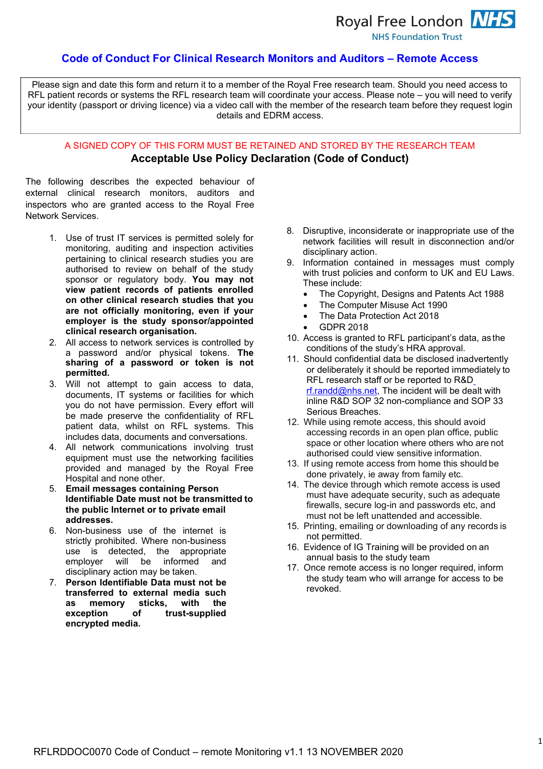Royal Free London NHS Foundation Trust

# Code of Conduct For Clinical Research Monitors and Auditors – Remote Access

Please sign and date this form and return it to a member of the Royal Free research team. Should you need access to RFL patient records or systems the RFL research team will coordinate your access. Please note – you will need to verify your identity (passport or driving licence) via a video call with the member of the research team before they request login details and EDRM access.

A SIGNED COPY OF THIS FORM MUST BE RETAINED AND STORED BY THE RESEARCH TEAM

## Acceptable Use Policy Declaration (Code of Conduct)

The following describes the expected behaviour of external clinical research monitors, auditors and inspectors who are granted access to the Royal Free Network Services.

1. Use of trust IT services is permitted solely for monitoring, auditing and inspection activities pertaining to clinical research studies you are authorised to review on behalf of the study sponsor or regulatory body. **You may not view patient records of patients enrolled on other clinical research studies that you are not officially monitoring, even if your employer is the study sponsor/appointed clinical research organisation.**
2. All access to network services is controlled by a password and/or physical tokens. **The sharing of a password or token is not permitted.**
3. Will not attempt to gain access to data, documents, IT systems or facilities for which you do not have permission. Every effort will be made preserve the confidentiality of RFL patient data, whilst on RFL systems. This includes data, documents and conversations.
4. All network communications involving trust equipment must use the networking facilities provided and managed by the Royal Free Hospital and none other.
5. **Email messages containing Person Identifiable Date must not be transmitted to the public Internet or to private email addresses.**
6. Non-business use of the internet is strictly prohibited. Where non-business use is detected, the appropriate employer will be informed and disciplinary action may be taken.
7. **Person Identifiable Data must not be transferred to external media such as memory sticks, with the exception of trust-supplied encrypted media.**
8. Disruptive, inconsiderate or inappropriate use of the network facilities will result in disconnection and/or disciplinary action.
9. Information contained in messages must comply with trust policies and conform to UK and EU Laws. These include:
   - The Copyright, Designs and Patents Act 1988
   - The Computer Misuse Act 1990
   - The Data Protection Act 2018
   - GDPR 2018
10. Access is granted to RFL participant's data, as the conditions of the study's HRA approval.
11. Should confidential data be disclosed inadvertently or deliberately it should be reported immediately to RFL research staff or be reported to R&D rf.randd@nhs.net, The incident will be dealt with inline R&D SOP 32 non-compliance and SOP 33 Serious Breaches.
12. While using remote access, this should avoid accessing records in an open plan office, public space or other location where others who are not authorised could view sensitive information.
13. If using remote access from home this should be done privately, ie away from family etc.
14. The device through which remote access is used must have adequate security, such as adequate firewalls, secure log-in and passwords etc, and must not be left unattended and accessible.
15. Printing, emailing or downloading of any records is not permitted.
16. Evidence of IG Training will be provided on an annual basis to the study team
17. Once remote access is no longer required, inform the study team who will arrange for access to be revoked.

RFLRDDOC0070 Code of Conduct – remote Monitoring v1.1 13 NOVEMBER 2020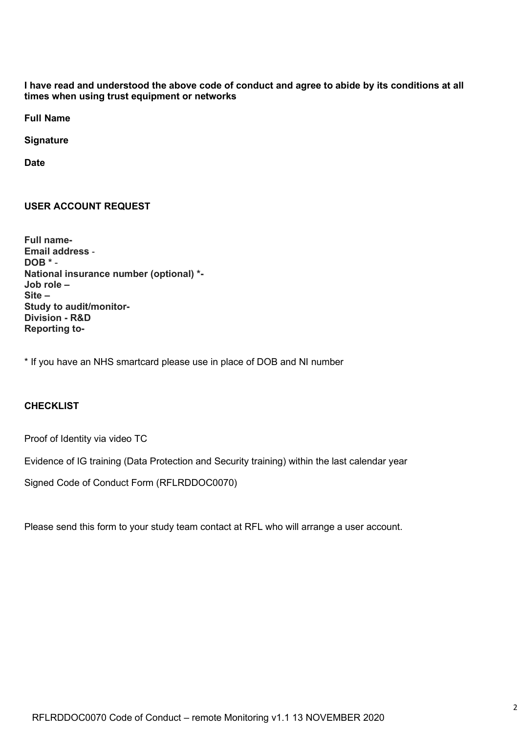**I have read and understood the above code of conduct and agree to abide by its conditions at all times when using trust equipment or networks**

**Full Name**

**Signature**

**Date**

## USER ACCOUNT REQUEST

**Full name-**
**Email address** -
**DOB** * -
**National insurance number (optional) *-**
**Job role –**
**Site –**
**Study to audit/monitor-**
**Division - R&D**
**Reporting to-**

* If you have an NHS smartcard please use in place of DOB and NI number

## CHECKLIST

Proof of Identity via video TC

Evidence of IG training (Data Protection and Security training) within the last calendar year

Signed Code of Conduct Form (RFLRDDOC0070)

Please send this form to your study team contact at RFL who will arrange a user account.